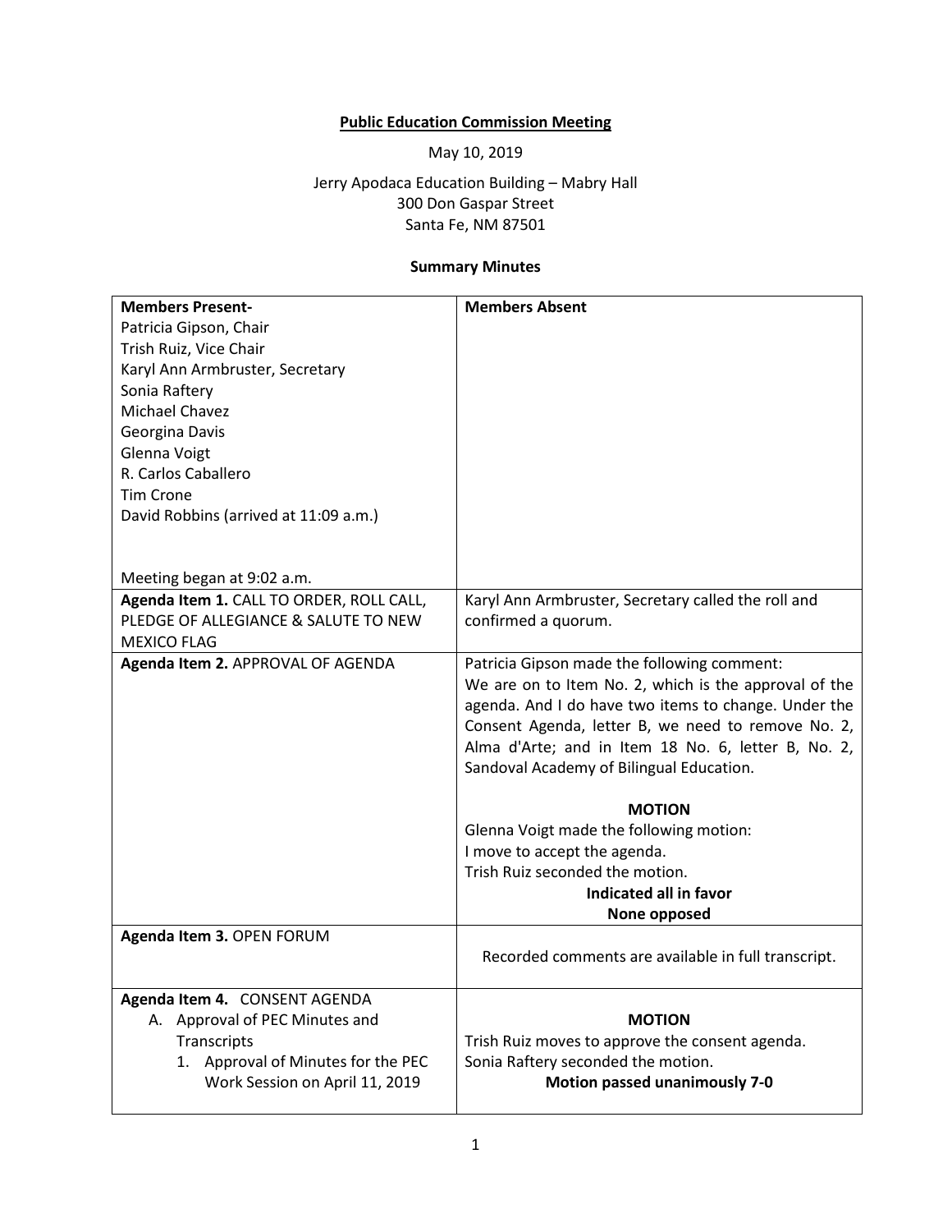**Public Education Commission Meeting**

May 10, 2019

Jerry Apodaca Education Building – Mabry Hall
300 Don Gaspar Street
Santa Fe, NM 87501

**Summary Minutes**

| **Members Present-**<br>Patricia Gipson, Chair<br>Trish Ruiz, Vice Chair<br>Karyl Ann Armbruster, Secretary<br>Sonia Raftery<br>Michael Chavez<br>Georgina Davis<br>Glenna Voigt<br>R. Carlos Caballero<br>Tim Crone<br>David Robbins (arrived at 11:09 a.m.)<br><br>Meeting began at 9:02 a.m. | **Members Absent** |
|---|---|
| **Agenda Item 1.** CALL TO ORDER, ROLL CALL, PLEDGE OF ALLEGIANCE & SALUTE TO NEW MEXICO FLAG | Karyl Ann Armbruster, Secretary called the roll and confirmed a quorum. |
| **Agenda Item 2.** APPROVAL OF AGENDA | Patricia Gipson made the following comment:<br>We are on to Item No. 2, which is the approval of the agenda. And I do have two items to change. Under the Consent Agenda, letter B, we need to remove No. 2, Alma d'Arte; and in Item 18 No. 6, letter B, No. 2, Sandoval Academy of Bilingual Education.<br><br>**MOTION**<br>Glenna Voigt made the following motion:<br>I move to accept the agenda.<br>Trish Ruiz seconded the motion.<br>**Indicated all in favor**<br>**None opposed** |
| **Agenda Item 3.** OPEN FORUM | Recorded comments are available in full transcript. |
| **Agenda Item 4.** CONSENT AGENDA<br>A. Approval of PEC Minutes and Transcripts<br>1. Approval of Minutes for the PEC Work Session on April 11, 2019 | **MOTION**<br>Trish Ruiz moves to approve the consent agenda.<br>Sonia Raftery seconded the motion.<br>**Motion passed unanimously 7-0** |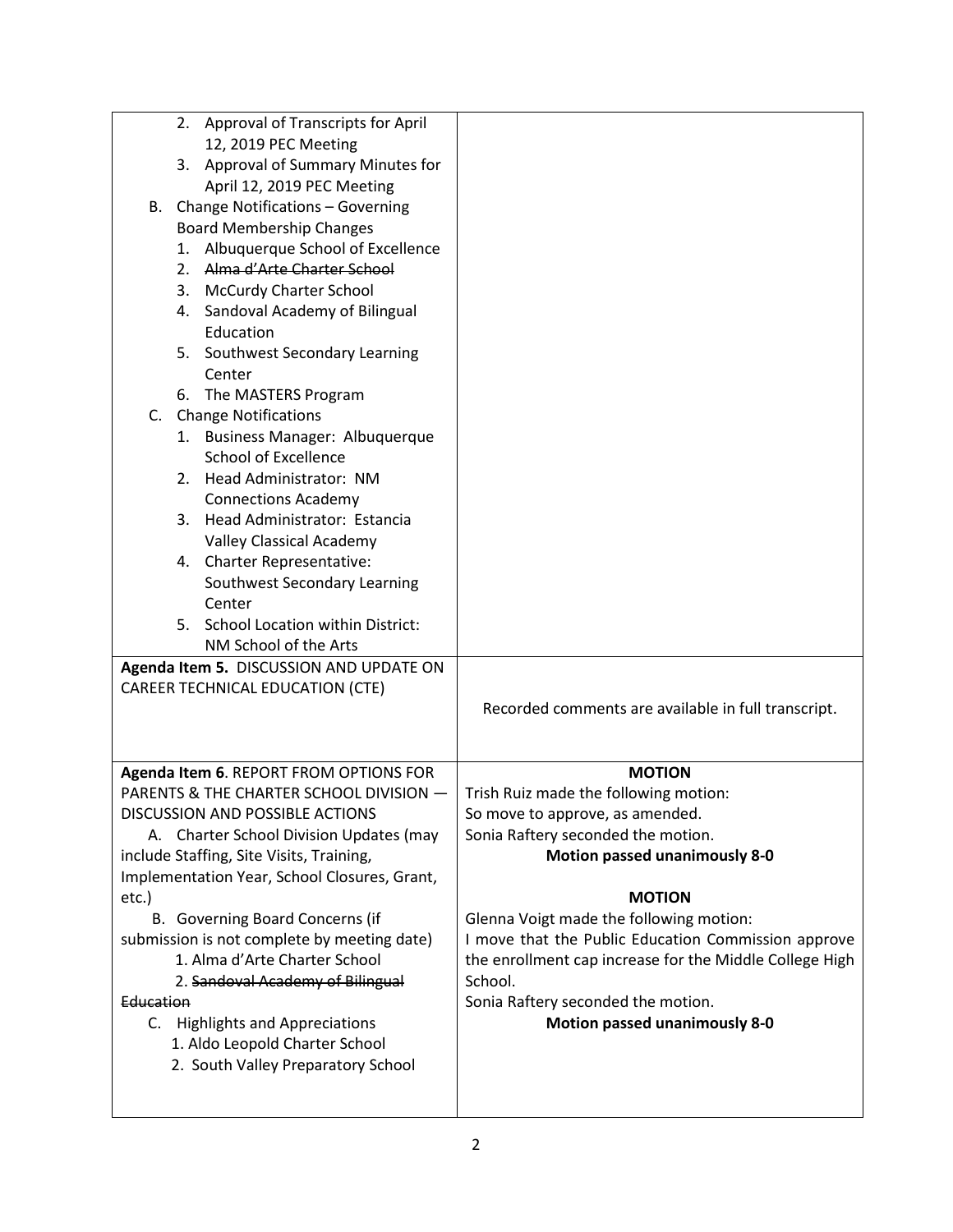| | |
|---|---|
| 2. Approval of Transcripts for April 12, 2019 PEC Meeting<br>3. Approval of Summary Minutes for April 12, 2019 PEC Meeting<br>B. Change Notifications – Governing Board Membership Changes<br>1. Albuquerque School of Excellence<br>2. ~~Alma d'Arte Charter School~~<br>3. McCurdy Charter School<br>4. Sandoval Academy of Bilingual Education<br>5. Southwest Secondary Learning Center<br>6. The MASTERS Program<br>C. Change Notifications<br>1. Business Manager: Albuquerque School of Excellence<br>2. Head Administrator: NM Connections Academy<br>3. Head Administrator: Estancia Valley Classical Academy<br>4. Charter Representative: Southwest Secondary Learning Center<br>5. School Location within District: NM School of the Arts | |
| **Agenda Item 5.** DISCUSSION AND UPDATE ON CAREER TECHNICAL EDUCATION (CTE) | Recorded comments are available in full transcript. |
| **Agenda Item 6**. REPORT FROM OPTIONS FOR PARENTS & THE CHARTER SCHOOL DIVISION — DISCUSSION AND POSSIBLE ACTIONS<br>A. Charter School Division Updates (may include Staffing, Site Visits, Training, Implementation Year, School Closures, Grant, etc.)<br>B. Governing Board Concerns (if submission is not complete by meeting date)<br>1. Alma d'Arte Charter School<br>2. ~~Sandoval Academy of Bilingual Education~~<br>C. Highlights and Appreciations<br>1. Aldo Leopold Charter School<br>2. South Valley Preparatory School | **MOTION**<br>Trish Ruiz made the following motion:<br>So move to approve, as amended.<br>Sonia Raftery seconded the motion.<br>**Motion passed unanimously 8-0**<br><br>**MOTION**<br>Glenna Voigt made the following motion:<br>I move that the Public Education Commission approve the enrollment cap increase for the Middle College High School.<br>Sonia Raftery seconded the motion.<br>**Motion passed unanimously 8-0** |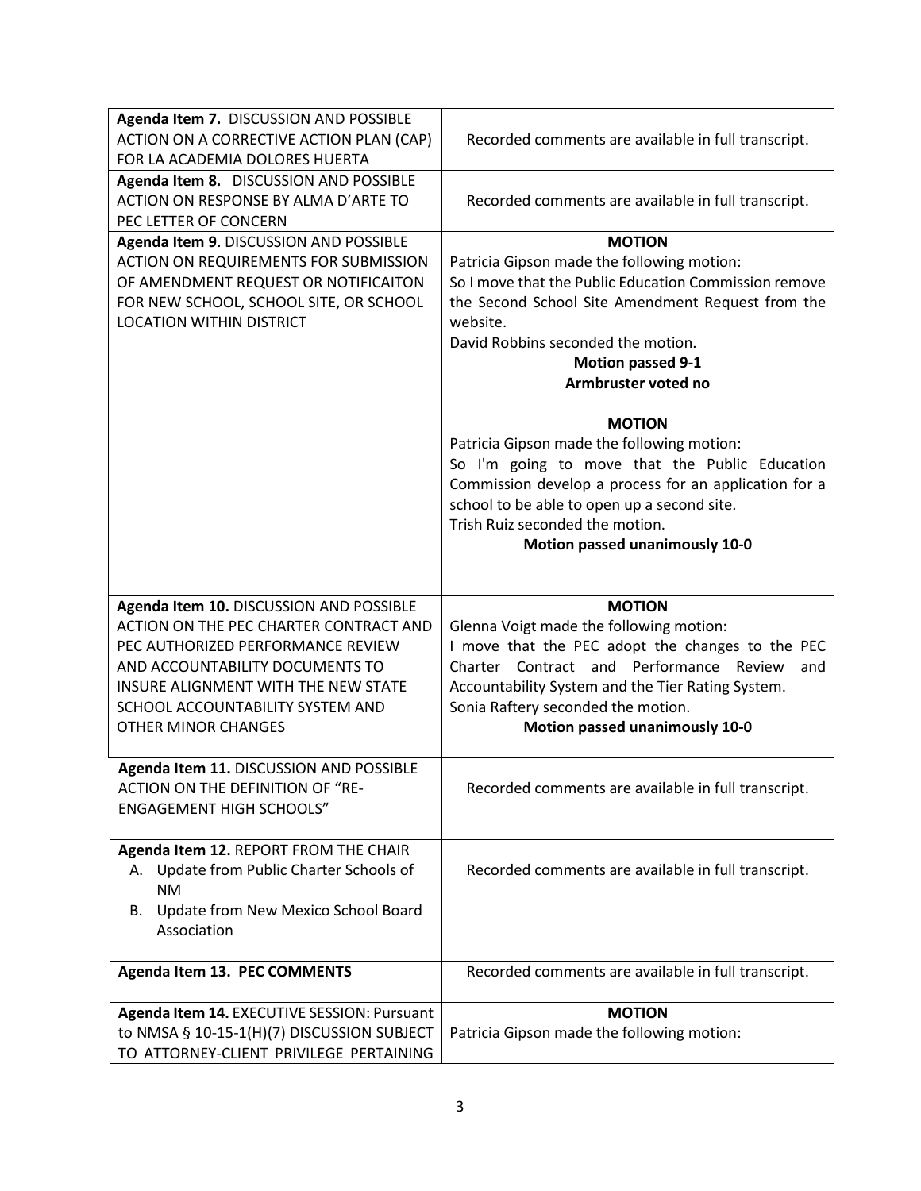| | |
|---|---|
| **Agenda Item 7.** DISCUSSION AND POSSIBLE ACTION ON A CORRECTIVE ACTION PLAN (CAP) FOR LA ACADEMIA DOLORES HUERTA | Recorded comments are available in full transcript. |
| **Agenda Item 8.** DISCUSSION AND POSSIBLE ACTION ON RESPONSE BY ALMA D'ARTE TO PEC LETTER OF CONCERN | Recorded comments are available in full transcript. |
| **Agenda Item 9.** DISCUSSION AND POSSIBLE ACTION ON REQUIREMENTS FOR SUBMISSION OF AMENDMENT REQUEST OR NOTIFICAITON FOR NEW SCHOOL, SCHOOL SITE, OR SCHOOL LOCATION WITHIN DISTRICT | **MOTION**<br>Patricia Gipson made the following motion:<br>So I move that the Public Education Commission remove the Second School Site Amendment Request from the website.<br>David Robbins seconded the motion.<br>**Motion passed 9-1**<br>**Armbruster voted no**<br><br>**MOTION**<br>Patricia Gipson made the following motion:<br>So I'm going to move that the Public Education Commission develop a process for an application for a school to be able to open up a second site.<br>Trish Ruiz seconded the motion.<br>**Motion passed unanimously 10-0** |
| **Agenda Item 10.** DISCUSSION AND POSSIBLE ACTION ON THE PEC CHARTER CONTRACT AND PEC AUTHORIZED PERFORMANCE REVIEW AND ACCOUNTABILITY DOCUMENTS TO INSURE ALIGNMENT WITH THE NEW STATE SCHOOL ACCOUNTABILITY SYSTEM AND OTHER MINOR CHANGES | **MOTION**<br>Glenna Voigt made the following motion:<br>I move that the PEC adopt the changes to the PEC Charter Contract and Performance Review and Accountability System and the Tier Rating System.<br>Sonia Raftery seconded the motion.<br>**Motion passed unanimously 10-0** |
| **Agenda Item 11.** DISCUSSION AND POSSIBLE ACTION ON THE DEFINITION OF "RE-ENGAGEMENT HIGH SCHOOLS" | Recorded comments are available in full transcript. |
| **Agenda Item 12.** REPORT FROM THE CHAIR<br>A. Update from Public Charter Schools of NM<br>B. Update from New Mexico School Board Association | Recorded comments are available in full transcript. |
| **Agenda Item 13. PEC COMMENTS** | Recorded comments are available in full transcript. |
| **Agenda Item 14.** EXECUTIVE SESSION: Pursuant to NMSA § 10-15-1(H)(7) DISCUSSION SUBJECT TO ATTORNEY-CLIENT PRIVILEGE PERTAINING | **MOTION**<br>Patricia Gipson made the following motion: |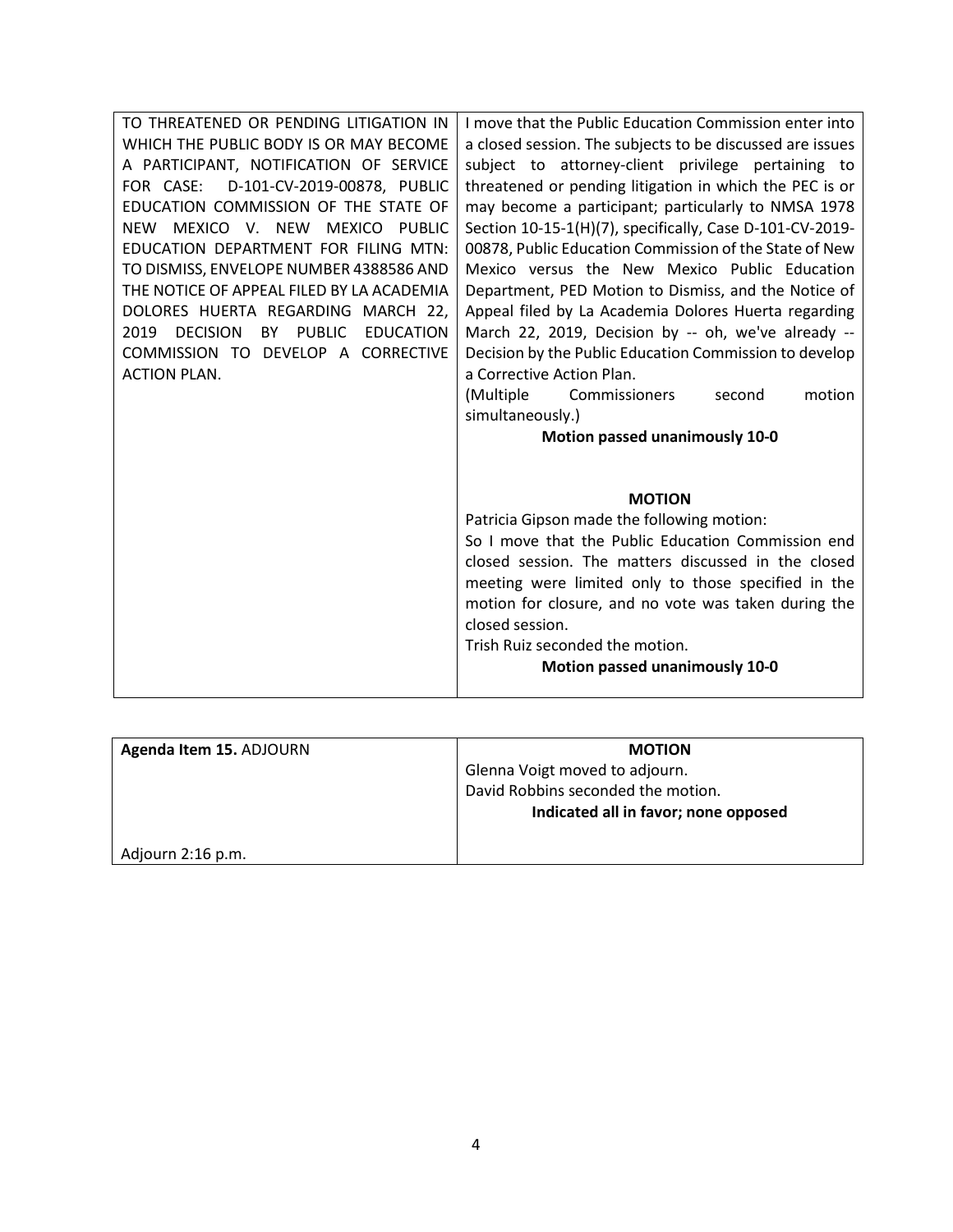| | |
|---|---|
| TO THREATENED OR PENDING LITIGATION IN WHICH THE PUBLIC BODY IS OR MAY BECOME A PARTICIPANT, NOTIFICATION OF SERVICE FOR CASE: D-101-CV-2019-00878, PUBLIC EDUCATION COMMISSION OF THE STATE OF NEW MEXICO V. NEW MEXICO PUBLIC EDUCATION DEPARTMENT FOR FILING MTN: TO DISMISS, ENVELOPE NUMBER 4388586 AND THE NOTICE OF APPEAL FILED BY LA ACADEMIA DOLORES HUERTA REGARDING MARCH 22, 2019 DECISION BY PUBLIC EDUCATION COMMISSION TO DEVELOP A CORRECTIVE ACTION PLAN. | I move that the Public Education Commission enter into a closed session. The subjects to be discussed are issues subject to attorney-client privilege pertaining to threatened or pending litigation in which the PEC is or may become a participant; particularly to NMSA 1978 Section 10-15-1(H)(7), specifically, Case D-101-CV-2019-00878, Public Education Commission of the State of New Mexico versus the New Mexico Public Education Department, PED Motion to Dismiss, and the Notice of Appeal filed by La Academia Dolores Huerta regarding March 22, 2019, Decision by -- oh, we've already -- Decision by the Public Education Commission to develop a Corrective Action Plan.<br>(Multiple Commissioners second motion simultaneously.)<br>**Motion passed unanimously 10-0**<br><br>**MOTION**<br>Patricia Gipson made the following motion:<br>So I move that the Public Education Commission end closed session. The matters discussed in the closed meeting were limited only to those specified in the motion for closure, and no vote was taken during the closed session.<br>Trish Ruiz seconded the motion.<br>**Motion passed unanimously 10-0** |

| **Agenda Item 15.** ADJOURN | **MOTION** |
|---|---|
| Adjourn 2:16 p.m. | Glenna Voigt moved to adjourn.<br>David Robbins seconded the motion.<br>**Indicated all in favor; none opposed** |